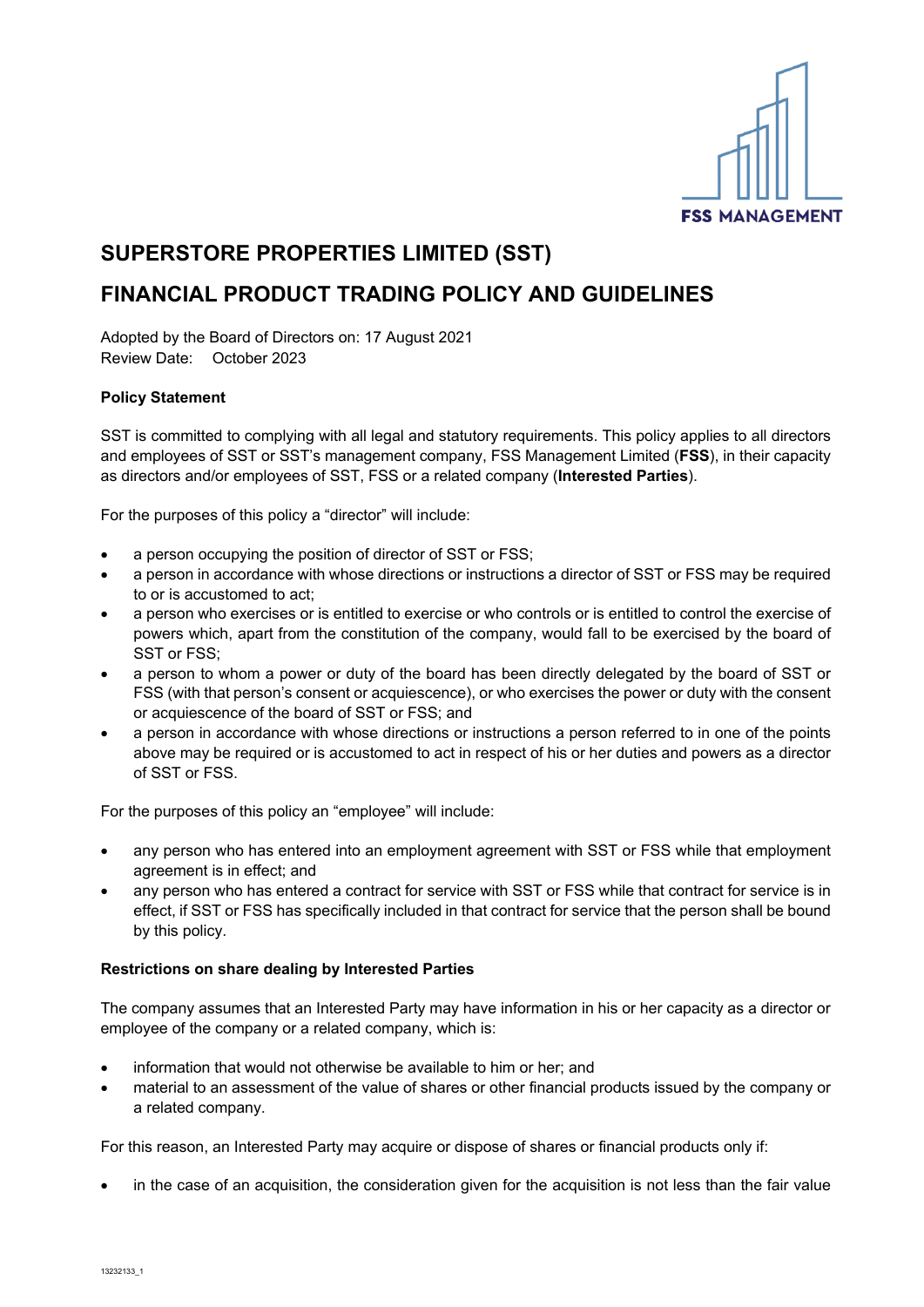# SUPERSTORE PROPERTIES LIMITED (SST)

# FINANCIAL PRODUCT TRADING POLICY AND GUIDELINES

Adopted by the Board of Directors on: 17 August 2021
Review Date: October 2023

**Policy Statement**

SST is committed to complying with all legal and statutory requirements. This policy applies to all directors and employees of SST or SST's management company, FSS Management Limited (**FSS**), in their capacity as directors and/or employees of SST, FSS or a related company (**Interested Parties**).

For the purposes of this policy a "director" will include:

- a person occupying the position of director of SST or FSS;
- a person in accordance with whose directions or instructions a director of SST or FSS may be required to or is accustomed to act;
- a person who exercises or is entitled to exercise or who controls or is entitled to control the exercise of powers which, apart from the constitution of the company, would fall to be exercised by the board of SST or FSS;
- a person to whom a power or duty of the board has been directly delegated by the board of SST or FSS (with that person's consent or acquiescence), or who exercises the power or duty with the consent or acquiescence of the board of SST or FSS; and
- a person in accordance with whose directions or instructions a person referred to in one of the points above may be required or is accustomed to act in respect of his or her duties and powers as a director of SST or FSS.

For the purposes of this policy an "employee" will include:

- any person who has entered into an employment agreement with SST or FSS while that employment agreement is in effect; and
- any person who has entered a contract for service with SST or FSS while that contract for service is in effect, if SST or FSS has specifically included in that contract for service that the person shall be bound by this policy.

**Restrictions on share dealing by Interested Parties**

The company assumes that an Interested Party may have information in his or her capacity as a director or employee of the company or a related company, which is:

- information that would not otherwise be available to him or her; and
- material to an assessment of the value of shares or other financial products issued by the company or a related company.

For this reason, an Interested Party may acquire or dispose of shares or financial products only if:

- in the case of an acquisition, the consideration given for the acquisition is not less than the fair value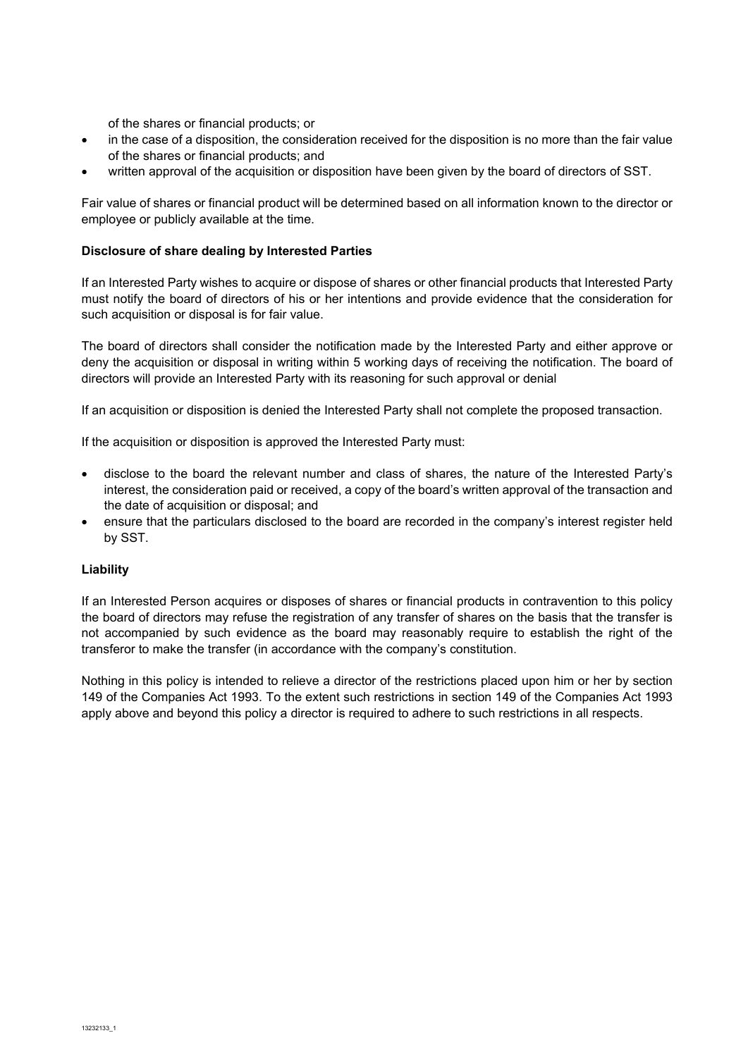of the shares or financial products; or

- in the case of a disposition, the consideration received for the disposition is no more than the fair value of the shares or financial products; and
- written approval of the acquisition or disposition have been given by the board of directors of SST.

Fair value of shares or financial product will be determined based on all information known to the director or employee or publicly available at the time.

**Disclosure of share dealing by Interested Parties**

If an Interested Party wishes to acquire or dispose of shares or other financial products that Interested Party must notify the board of directors of his or her intentions and provide evidence that the consideration for such acquisition or disposal is for fair value.

The board of directors shall consider the notification made by the Interested Party and either approve or deny the acquisition or disposal in writing within 5 working days of receiving the notification. The board of directors will provide an Interested Party with its reasoning for such approval or denial

If an acquisition or disposition is denied the Interested Party shall not complete the proposed transaction.

If the acquisition or disposition is approved the Interested Party must:

- disclose to the board the relevant number and class of shares, the nature of the Interested Party's interest, the consideration paid or received, a copy of the board's written approval of the transaction and the date of acquisition or disposal; and
- ensure that the particulars disclosed to the board are recorded in the company's interest register held by SST.

**Liability**

If an Interested Person acquires or disposes of shares or financial products in contravention to this policy the board of directors may refuse the registration of any transfer of shares on the basis that the transfer is not accompanied by such evidence as the board may reasonably require to establish the right of the transferor to make the transfer (in accordance with the company's constitution.

Nothing in this policy is intended to relieve a director of the restrictions placed upon him or her by section 149 of the Companies Act 1993. To the extent such restrictions in section 149 of the Companies Act 1993 apply above and beyond this policy a director is required to adhere to such restrictions in all respects.